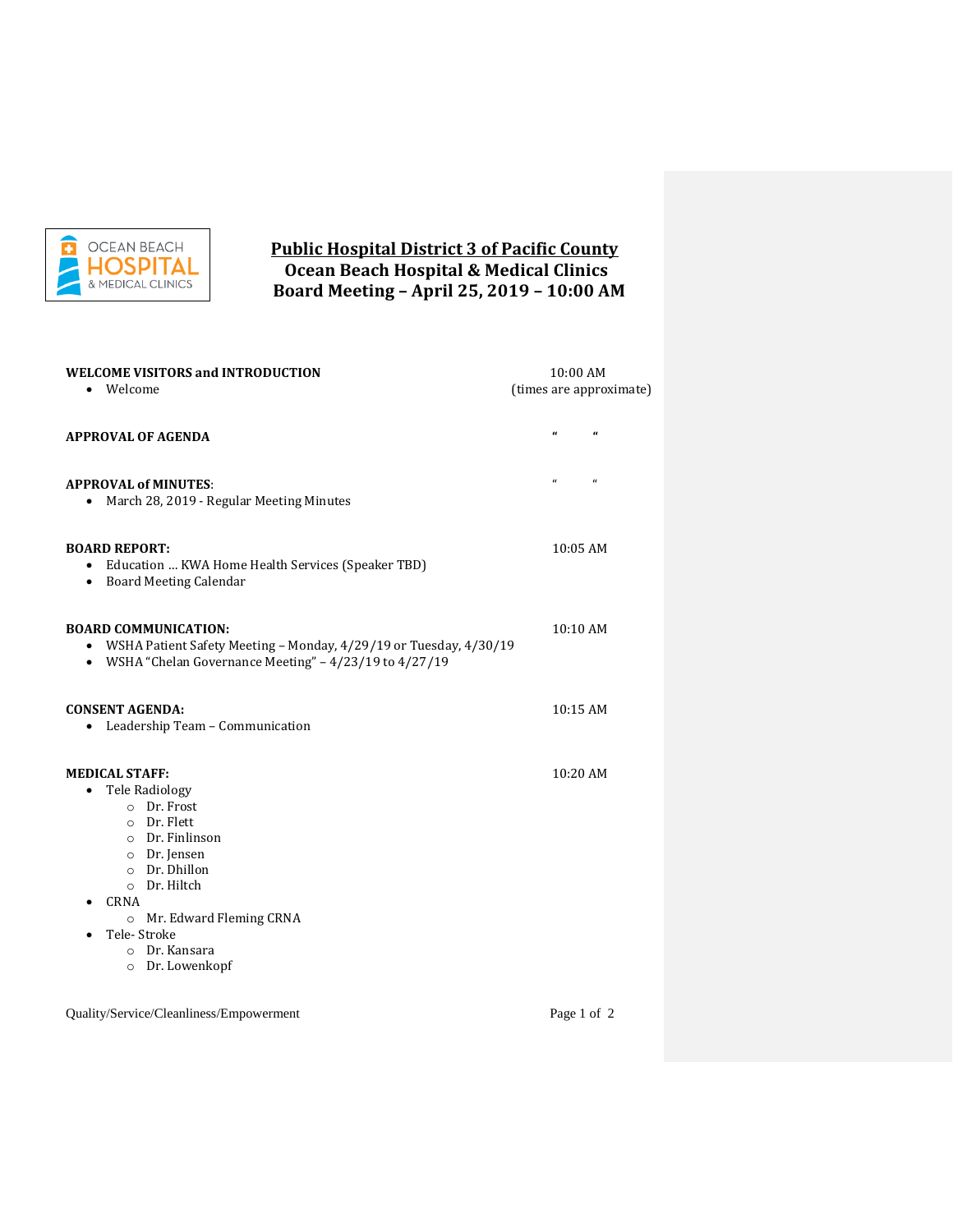# Public Hospital District 3 of Pacific County

## Ocean Beach Hospital & Medical Clinics

## Board Meeting – April 25, 2019 – 10:00 AM

**WELCOME VISITORS and INTRODUCTION** — 10:00 AM (times are approximate)

- Welcome

**APPROVAL OF AGENDA** — " "

**APPROVAL of MINUTES**: — " "

- March 28, 2019 - Regular Meeting Minutes

**BOARD REPORT:** — 10:05 AM

- Education … KWA Home Health Services (Speaker TBD)
- Board Meeting Calendar

**BOARD COMMUNICATION:** — 10:10 AM

- WSHA Patient Safety Meeting – Monday, 4/29/19 or Tuesday, 4/30/19
- WSHA "Chelan Governance Meeting" – 4/23/19 to 4/27/19

**CONSENT AGENDA:** — 10:15 AM

- Leadership Team – Communication

**MEDICAL STAFF:** — 10:20 AM

- Tele Radiology
  - Dr. Frost
  - Dr. Flett
  - Dr. Finlinson
  - Dr. Jensen
  - Dr. Dhillon
  - Dr. Hiltch
- CRNA
  - Mr. Edward Fleming CRNA
- Tele- Stroke
  - Dr. Kansara
  - Dr. Lowenkopf

Quality/Service/Cleanliness/Empowerment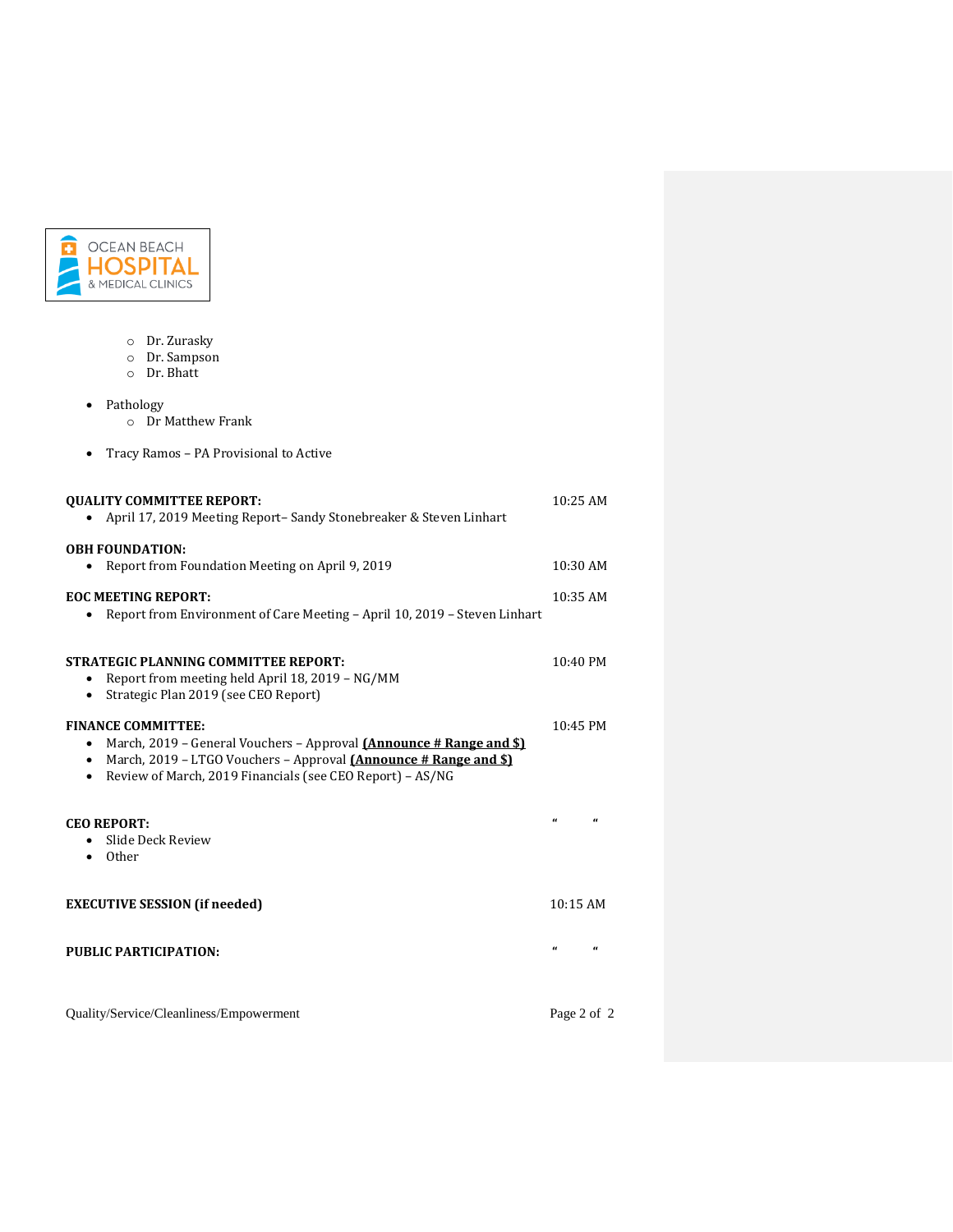- Dr. Zurasky
- Dr. Sampson
- Dr. Bhatt

- Pathology
  - Dr Matthew Frank

- Tracy Ramos – PA Provisional to Active

**QUALITY COMMITTEE REPORT:** 10:25 AM

- April 17, 2019 Meeting Report– Sandy Stonebreaker & Steven Linhart

**OBH FOUNDATION:**

- Report from Foundation Meeting on April 9, 2019 10:30 AM

**EOC MEETING REPORT:** 10:35 AM

- Report from Environment of Care Meeting – April 10, 2019 – Steven Linhart

**STRATEGIC PLANNING COMMITTEE REPORT:** 10:40 PM

- Report from meeting held April 18, 2019 – NG/MM
- Strategic Plan 2019 (see CEO Report)

**FINANCE COMMITTEE:** 10:45 PM

- March, 2019 – General Vouchers – Approval **(Announce # Range and $)**
- March, 2019 – LTGO Vouchers – Approval **(Announce # Range and $)**
- Review of March, 2019 Financials (see CEO Report) – AS/NG

**CEO REPORT:** " "

- Slide Deck Review
- Other

**EXECUTIVE SESSION (if needed)** 10:15 AM

**PUBLIC PARTICIPATION:** " "

Quality/Service/Cleanliness/Empowerment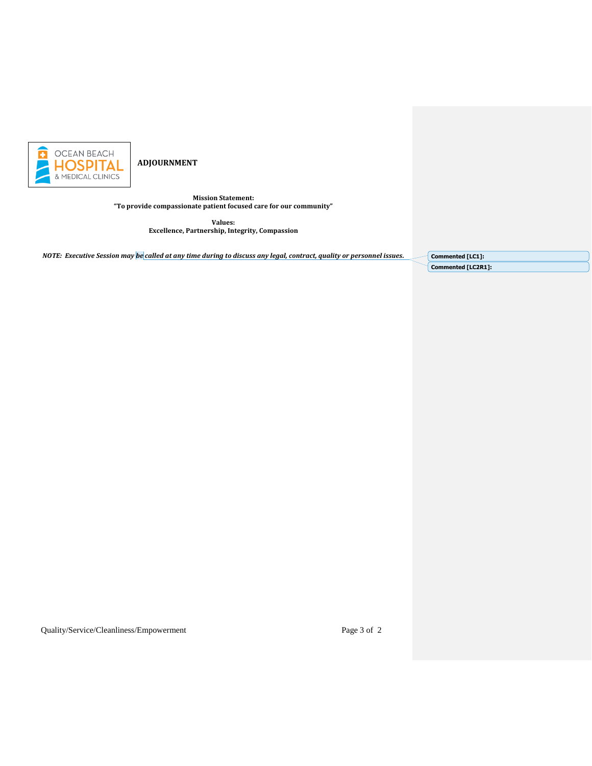**ADJOURNMENT**

**Mission Statement:**
**"To provide compassionate patient focused care for our community"**

**Values:**
**Excellence, Partnership, Integrity, Compassion**

***NOTE: Executive Session may be called at any time during to discuss any legal, contract, quality or personnel issues.***

**Commented [LC1]:**

**Commented [LC2R1]:**

Quality/Service/Cleanliness/Empowerment